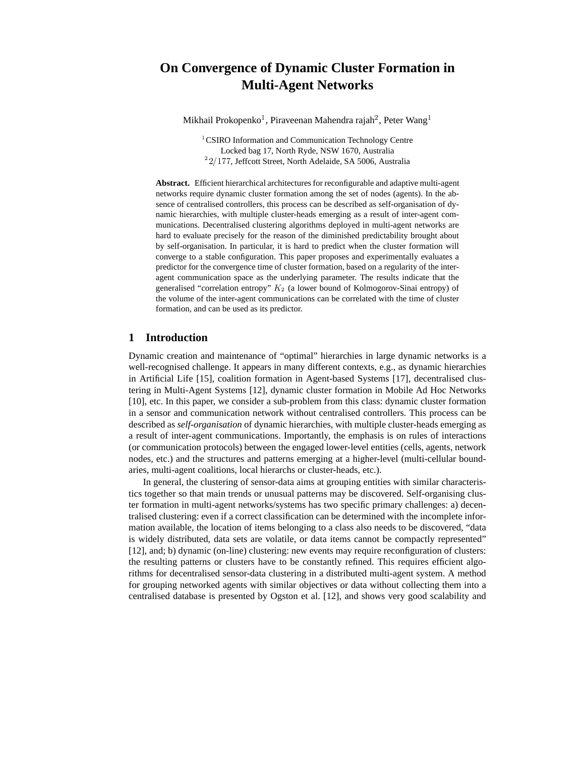# On Convergence of Dynamic Cluster Formation in Multi-Agent Networks

Mikhail Prokopenko[1], Piraveenan Mahendra rajah[2], Peter Wang[1]

[1] CSIRO Information and Communication Technology Centre
Locked bag 17, North Ryde, NSW 1670, Australia
[2] $2/177$, Jeffcott Street, North Adelaide, SA 5006, Australia

**Abstract.** Efficient hierarchical architectures for reconfigurable and adaptive multi-agent networks require dynamic cluster formation among the set of nodes (agents). In the absence of centralised controllers, this process can be described as self-organisation of dynamic hierarchies, with multiple cluster-heads emerging as a result of inter-agent communications. Decentralised clustering algorithms deployed in multi-agent networks are hard to evaluate precisely for the reason of the diminished predictability brought about by self-organisation. In particular, it is hard to predict when the cluster formation will converge to a stable configuration. This paper proposes and experimentally evaluates a predictor for the convergence time of cluster formation, based on a regularity of the inter-agent communication space as the underlying parameter. The results indicate that the generalised "correlation entropy" $K_2$ (a lower bound of Kolmogorov-Sinai entropy) of the volume of the inter-agent communications can be correlated with the time of cluster formation, and can be used as its predictor.

## 1 Introduction

Dynamic creation and maintenance of "optimal" hierarchies in large dynamic networks is a well-recognised challenge. It appears in many different contexts, e.g., as dynamic hierarchies in Artificial Life [15], coalition formation in Agent-based Systems [17], decentralised clustering in Multi-Agent Systems [12], dynamic cluster formation in Mobile Ad Hoc Networks [10], etc. In this paper, we consider a sub-problem from this class: dynamic cluster formation in a sensor and communication network without centralised controllers. This process can be described as *self-organisation* of dynamic hierarchies, with multiple cluster-heads emerging as a result of inter-agent communications. Importantly, the emphasis is on rules of interactions (or communication protocols) between the engaged lower-level entities (cells, agents, network nodes, etc.) and the structures and patterns emerging at a higher-level (multi-cellular boundaries, multi-agent coalitions, local hierarchs or cluster-heads, etc.).

In general, the clustering of sensor-data aims at grouping entities with similar characteristics together so that main trends or unusual patterns may be discovered. Self-organising cluster formation in multi-agent networks/systems has two specific primary challenges: a) decentralised clustering: even if a correct classification can be determined with the incomplete information available, the location of items belonging to a class also needs to be discovered, "data is widely distributed, data sets are volatile, or data items cannot be compactly represented" [12], and; b) dynamic (on-line) clustering: new events may require reconfiguration of clusters: the resulting patterns or clusters have to be constantly refined. This requires efficient algorithms for decentralised sensor-data clustering in a distributed multi-agent system. A method for grouping networked agents with similar objectives or data without collecting them into a centralised database is presented by Ogston et al. [12], and shows very good scalability and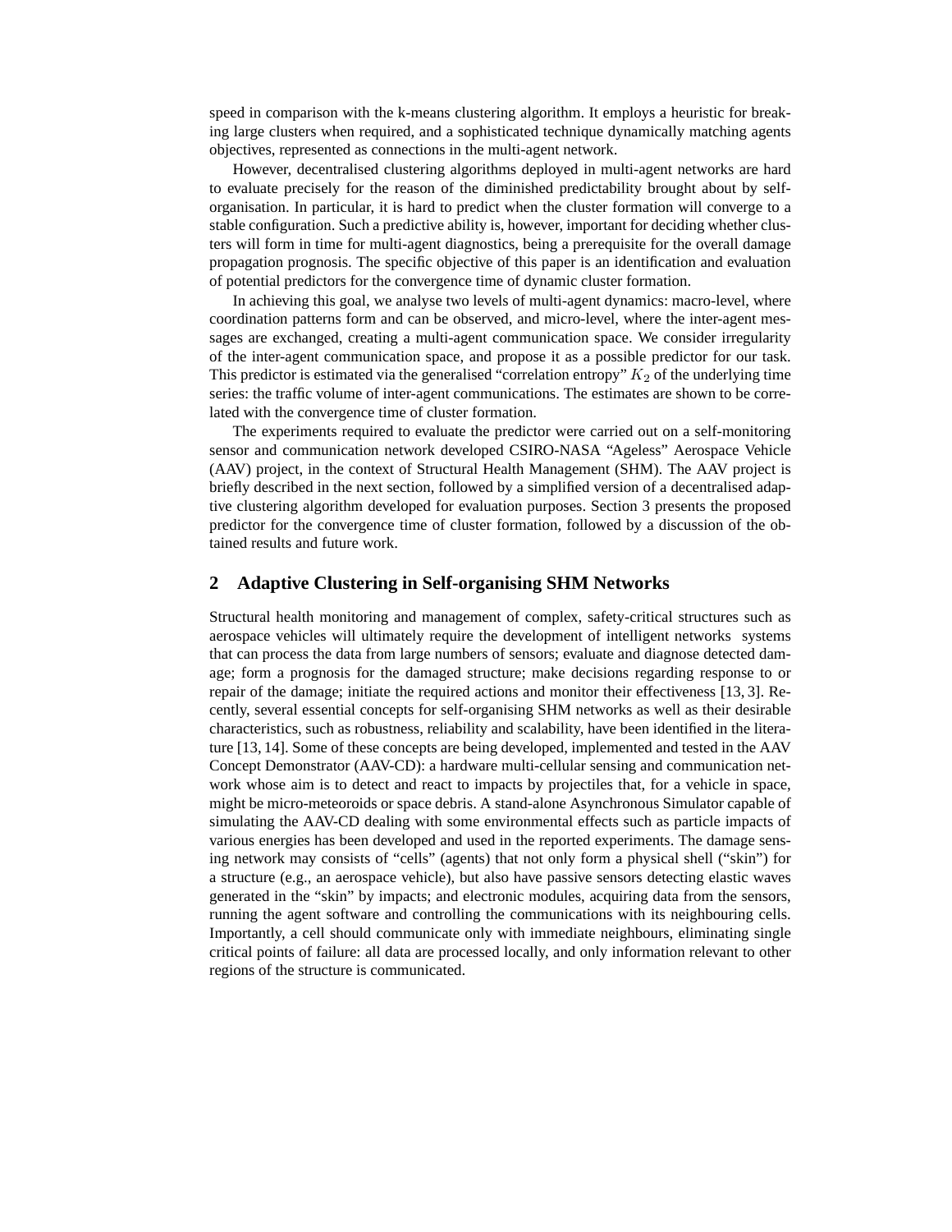speed in comparison with the k-means clustering algorithm. It employs a heuristic for breaking large clusters when required, and a sophisticated technique dynamically matching agents objectives, represented as connections in the multi-agent network.

However, decentralised clustering algorithms deployed in multi-agent networks are hard to evaluate precisely for the reason of the diminished predictability brought about by self-organisation. In particular, it is hard to predict when the cluster formation will converge to a stable configuration. Such a predictive ability is, however, important for deciding whether clusters will form in time for multi-agent diagnostics, being a prerequisite for the overall damage propagation prognosis. The specific objective of this paper is an identification and evaluation of potential predictors for the convergence time of dynamic cluster formation.

In achieving this goal, we analyse two levels of multi-agent dynamics: macro-level, where coordination patterns form and can be observed, and micro-level, where the inter-agent messages are exchanged, creating a multi-agent communication space. We consider irregularity of the inter-agent communication space, and propose it as a possible predictor for our task. This predictor is estimated via the generalised "correlation entropy" $K_2$ of the underlying time series: the traffic volume of inter-agent communications. The estimates are shown to be correlated with the convergence time of cluster formation.

The experiments required to evaluate the predictor were carried out on a self-monitoring sensor and communication network developed CSIRO-NASA "Ageless" Aerospace Vehicle (AAV) project, in the context of Structural Health Management (SHM). The AAV project is briefly described in the next section, followed by a simplified version of a decentralised adaptive clustering algorithm developed for evaluation purposes. Section 3 presents the proposed predictor for the convergence time of cluster formation, followed by a discussion of the obtained results and future work.

## 2 Adaptive Clustering in Self-organising SHM Networks

Structural health monitoring and management of complex, safety-critical structures such as aerospace vehicles will ultimately require the development of intelligent networks systems that can process the data from large numbers of sensors; evaluate and diagnose detected damage; form a prognosis for the damaged structure; make decisions regarding response to or repair of the damage; initiate the required actions and monitor their effectiveness [13, 3]. Recently, several essential concepts for self-organising SHM networks as well as their desirable characteristics, such as robustness, reliability and scalability, have been identified in the literature [13, 14]. Some of these concepts are being developed, implemented and tested in the AAV Concept Demonstrator (AAV-CD): a hardware multi-cellular sensing and communication network whose aim is to detect and react to impacts by projectiles that, for a vehicle in space, might be micro-meteoroids or space debris. A stand-alone Asynchronous Simulator capable of simulating the AAV-CD dealing with some environmental effects such as particle impacts of various energies has been developed and used in the reported experiments. The damage sensing network may consists of "cells" (agents) that not only form a physical shell ("skin") for a structure (e.g., an aerospace vehicle), but also have passive sensors detecting elastic waves generated in the "skin" by impacts; and electronic modules, acquiring data from the sensors, running the agent software and controlling the communications with its neighbouring cells. Importantly, a cell should communicate only with immediate neighbours, eliminating single critical points of failure: all data are processed locally, and only information relevant to other regions of the structure is communicated.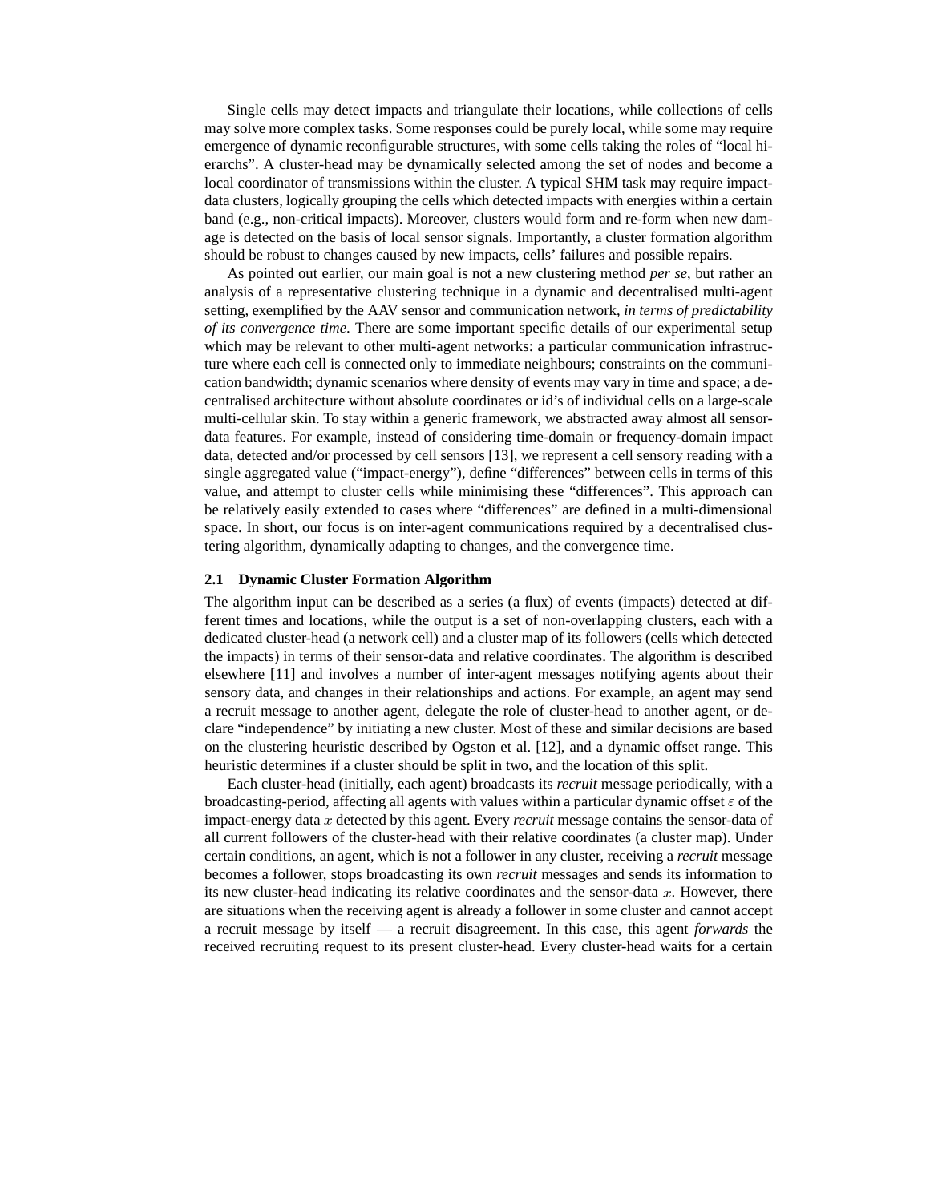Single cells may detect impacts and triangulate their locations, while collections of cells may solve more complex tasks. Some responses could be purely local, while some may require emergence of dynamic reconfigurable structures, with some cells taking the roles of "local hierarchs". A cluster-head may be dynamically selected among the set of nodes and become a local coordinator of transmissions within the cluster. A typical SHM task may require impact-data clusters, logically grouping the cells which detected impacts with energies within a certain band (e.g., non-critical impacts). Moreover, clusters would form and re-form when new damage is detected on the basis of local sensor signals. Importantly, a cluster formation algorithm should be robust to changes caused by new impacts, cells' failures and possible repairs.

As pointed out earlier, our main goal is not a new clustering method *per se*, but rather an analysis of a representative clustering technique in a dynamic and decentralised multi-agent setting, exemplified by the AAV sensor and communication network, *in terms of predictability of its convergence time*. There are some important specific details of our experimental setup which may be relevant to other multi-agent networks: a particular communication infrastructure where each cell is connected only to immediate neighbours; constraints on the communication bandwidth; dynamic scenarios where density of events may vary in time and space; a decentralised architecture without absolute coordinates or id's of individual cells on a large-scale multi-cellular skin. To stay within a generic framework, we abstracted away almost all sensor-data features. For example, instead of considering time-domain or frequency-domain impact data, detected and/or processed by cell sensors [13], we represent a cell sensory reading with a single aggregated value ("impact-energy"), define "differences" between cells in terms of this value, and attempt to cluster cells while minimising these "differences". This approach can be relatively easily extended to cases where "differences" are defined in a multi-dimensional space. In short, our focus is on inter-agent communications required by a decentralised clustering algorithm, dynamically adapting to changes, and the convergence time.

### 2.1 Dynamic Cluster Formation Algorithm

The algorithm input can be described as a series (a flux) of events (impacts) detected at different times and locations, while the output is a set of non-overlapping clusters, each with a dedicated cluster-head (a network cell) and a cluster map of its followers (cells which detected the impacts) in terms of their sensor-data and relative coordinates. The algorithm is described elsewhere [11] and involves a number of inter-agent messages notifying agents about their sensory data, and changes in their relationships and actions. For example, an agent may send a recruit message to another agent, delegate the role of cluster-head to another agent, or declare "independence" by initiating a new cluster. Most of these and similar decisions are based on the clustering heuristic described by Ogston et al. [12], and a dynamic offset range. This heuristic determines if a cluster should be split in two, and the location of this split.

Each cluster-head (initially, each agent) broadcasts its *recruit* message periodically, with a broadcasting-period, affecting all agents with values within a particular dynamic offset $\varepsilon$ of the impact-energy data $x$ detected by this agent. Every *recruit* message contains the sensor-data of all current followers of the cluster-head with their relative coordinates (a cluster map). Under certain conditions, an agent, which is not a follower in any cluster, receiving a *recruit* message becomes a follower, stops broadcasting its own *recruit* messages and sends its information to its new cluster-head indicating its relative coordinates and the sensor-data $x$. However, there are situations when the receiving agent is already a follower in some cluster and cannot accept a recruit message by itself — a recruit disagreement. In this case, this agent *forwards* the received recruiting request to its present cluster-head. Every cluster-head waits for a certain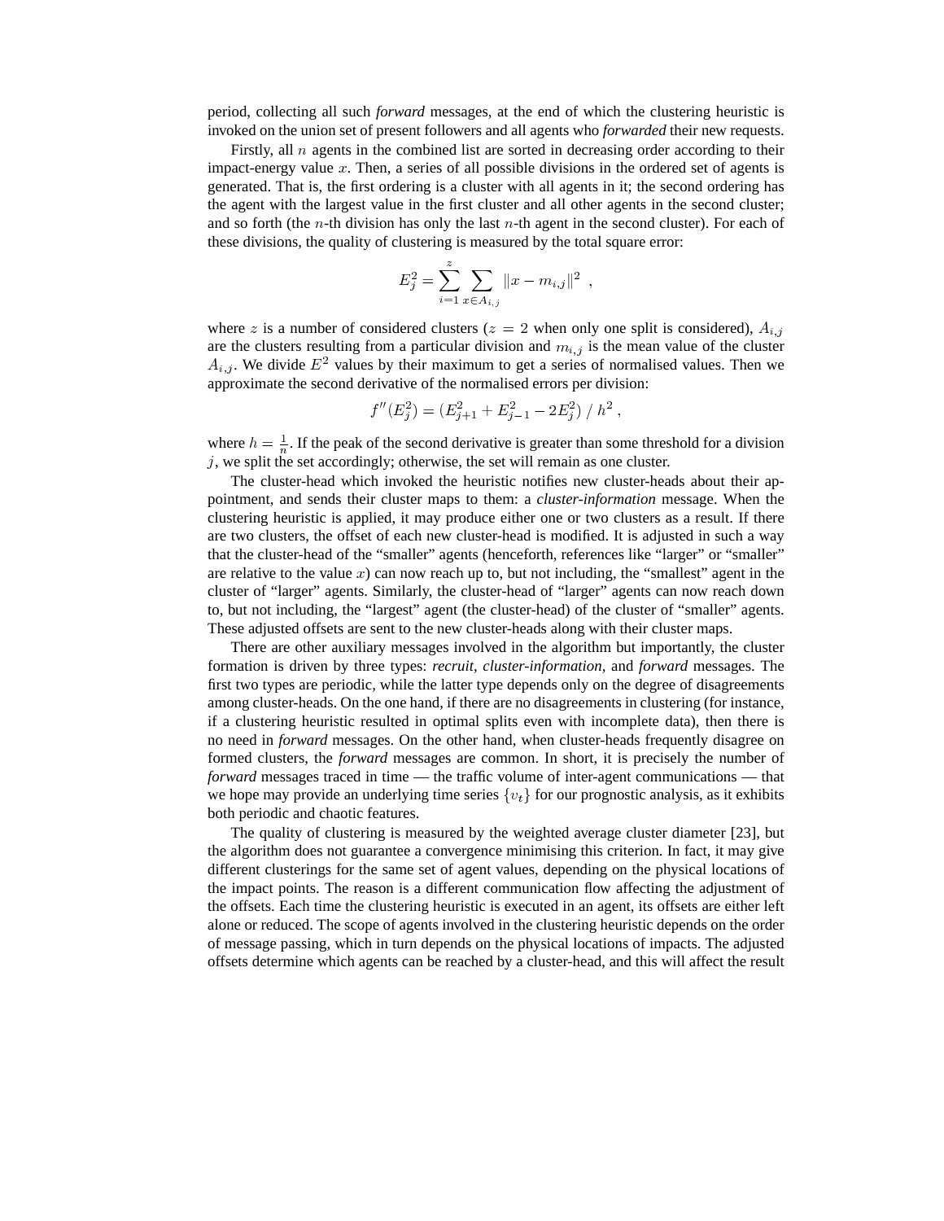period, collecting all such *forward* messages, at the end of which the clustering heuristic is invoked on the union set of present followers and all agents who *forwarded* their new requests.

Firstly, all $n$ agents in the combined list are sorted in decreasing order according to their impact-energy value $x$. Then, a series of all possible divisions in the ordered set of agents is generated. That is, the first ordering is a cluster with all agents in it; the second ordering has the agent with the largest value in the first cluster and all other agents in the second cluster; and so forth (the $n$-th division has only the last $n$-th agent in the second cluster). For each of these divisions, the quality of clustering is measured by the total square error:

$$E_j^2 = \sum_{i=1}^{z} \sum_{x \in A_{i,j}} \| x - m_{i,j} \|^2 \ ,$$

where $z$ is a number of considered clusters ($z = 2$ when only one split is considered), $A_{i,j}$ are the clusters resulting from a particular division and $m_{i,j}$ is the mean value of the cluster $A_{i,j}$. We divide $E^2$ values by their maximum to get a series of normalised values. Then we approximate the second derivative of the normalised errors per division:

$$f''(E_j^2) = (E_{j+1}^2 + E_{j-1}^2 - 2E_j^2) \ / \ h^2 \ ,$$

where $h = \frac{1}{n}$. If the peak of the second derivative is greater than some threshold for a division $j$, we split the set accordingly; otherwise, the set will remain as one cluster.

The cluster-head which invoked the heuristic notifies new cluster-heads about their appointment, and sends their cluster maps to them: a *cluster-information* message. When the clustering heuristic is applied, it may produce either one or two clusters as a result. If there are two clusters, the offset of each new cluster-head is modified. It is adjusted in such a way that the cluster-head of the "smaller" agents (henceforth, references like "larger" or "smaller" are relative to the value $x$) can now reach up to, but not including, the "smallest" agent in the cluster of "larger" agents. Similarly, the cluster-head of "larger" agents can now reach down to, but not including, the "largest" agent (the cluster-head) of the cluster of "smaller" agents. These adjusted offsets are sent to the new cluster-heads along with their cluster maps.

There are other auxiliary messages involved in the algorithm but importantly, the cluster formation is driven by three types: *recruit*, *cluster-information*, and *forward* messages. The first two types are periodic, while the latter type depends only on the degree of disagreements among cluster-heads. On the one hand, if there are no disagreements in clustering (for instance, if a clustering heuristic resulted in optimal splits even with incomplete data), then there is no need in *forward* messages. On the other hand, when cluster-heads frequently disagree on formed clusters, the *forward* messages are common. In short, it is precisely the number of *forward* messages traced in time — the traffic volume of inter-agent communications — that we hope may provide an underlying time series $\{v_t\}$ for our prognostic analysis, as it exhibits both periodic and chaotic features.

The quality of clustering is measured by the weighted average cluster diameter [23], but the algorithm does not guarantee a convergence minimising this criterion. In fact, it may give different clusterings for the same set of agent values, depending on the physical locations of the impact points. The reason is a different communication flow affecting the adjustment of the offsets. Each time the clustering heuristic is executed in an agent, its offsets are either left alone or reduced. The scope of agents involved in the clustering heuristic depends on the order of message passing, which in turn depends on the physical locations of impacts. The adjusted offsets determine which agents can be reached by a cluster-head, and this will affect the result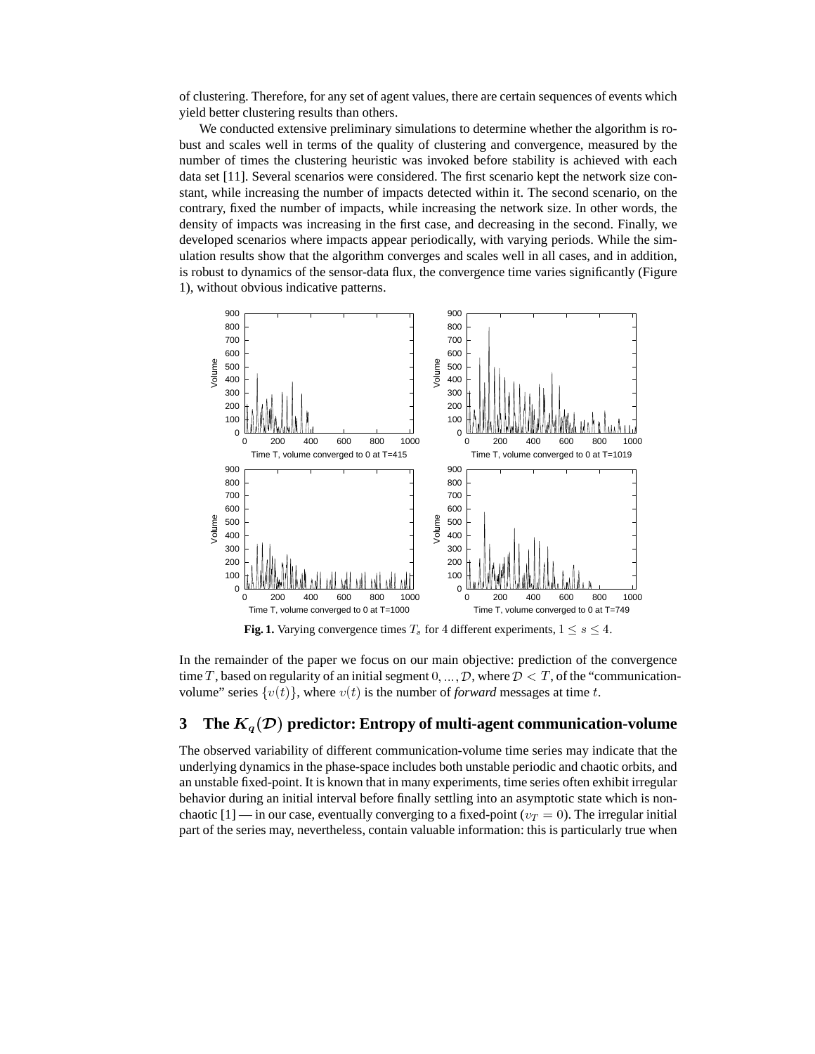of clustering. Therefore, for any set of agent values, there are certain sequences of events which yield better clustering results than others.

We conducted extensive preliminary simulations to determine whether the algorithm is robust and scales well in terms of the quality of clustering and convergence, measured by the number of times the clustering heuristic was invoked before stability is achieved with each data set [11]. Several scenarios were considered. The first scenario kept the network size constant, while increasing the number of impacts detected within it. The second scenario, on the contrary, fixed the number of impacts, while increasing the network size. In other words, the density of impacts was increasing in the first case, and decreasing in the second. Finally, we developed scenarios where impacts appear periodically, with varying periods. While the simulation results show that the algorithm converges and scales well in all cases, and in addition, is robust to dynamics of the sensor-data flux, the convergence time varies significantly (Figure 1), without obvious indicative patterns.

**Fig. 1.** Varying convergence times $T_s$ for 4 different experiments, $1 \leq s \leq 4$.

In the remainder of the paper we focus on our main objective: prediction of the convergence time $T$, based on regularity of an initial segment $0, ..., \mathcal{D}$, where $\mathcal{D} < T$, of the "communication-volume" series $\{v(t)\}$, where $v(t)$ is the number of *forward* messages at time $t$.

## 3 The $K_q(\mathcal{D})$ predictor: Entropy of multi-agent communication-volume

The observed variability of different communication-volume time series may indicate that the underlying dynamics in the phase-space includes both unstable periodic and chaotic orbits, and an unstable fixed-point. It is known that in many experiments, time series often exhibit irregular behavior during an initial interval before finally settling into an asymptotic state which is non-chaotic [1] — in our case, eventually converging to a fixed-point ($v_T = 0$). The irregular initial part of the series may, nevertheless, contain valuable information: this is particularly true when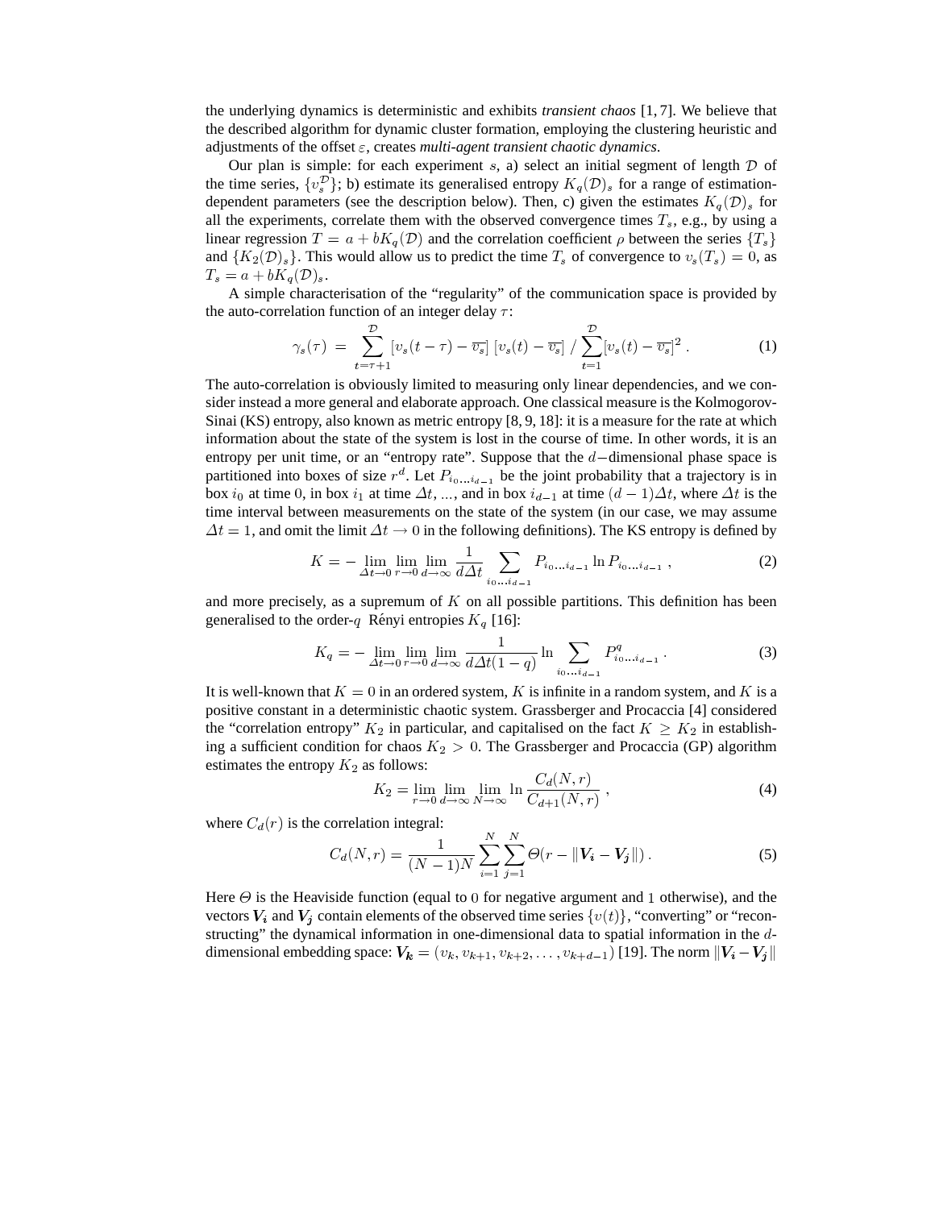the underlying dynamics is deterministic and exhibits *transient chaos* [1, 7]. We believe that the described algorithm for dynamic cluster formation, employing the clustering heuristic and adjustments of the offset $\varepsilon$, creates *multi-agent transient chaotic dynamics.*

Our plan is simple: for each experiment $s$, a) select an initial segment of length $\mathcal{D}$ of the time series, $\{v_s^{\mathcal{D}}\}$; b) estimate its generalised entropy $K_q(\mathcal{D})_s$ for a range of estimation-dependent parameters (see the description below). Then, c) given the estimates $K_q(\mathcal{D})_s$ for all the experiments, correlate them with the observed convergence times $T_s$, e.g., by using a linear regression $T = a + bK_q(\mathcal{D})$ and the correlation coefficient $\rho$ between the series $\{T_s\}$ and $\{K_2(\mathcal{D})_s\}$. This would allow us to predict the time $T_s$ of convergence to $v_s(T_s) = 0$, as $T_s = a + bK_q(\mathcal{D})_s$.

A simple characterisation of the "regularity" of the communication space is provided by the auto-correlation function of an integer delay $\tau$:

$$\gamma_s(\tau) \;=\; \sum_{t=\tau+1}^{\mathcal{D}} [v_s(t-\tau) - \overline{v_s}]\;[v_s(t) - \overline{v_s}] \;/\; \sum_{t=1}^{\mathcal{D}} [v_s(t) - \overline{v_s}]^2 \,. \tag{1}$$

The auto-correlation is obviously limited to measuring only linear dependencies, and we consider instead a more general and elaborate approach. One classical measure is the Kolmogorov-Sinai (KS) entropy, also known as metric entropy [8, 9, 18]: it is a measure for the rate at which information about the state of the system is lost in the course of time. In other words, it is an entropy per unit time, or an "entropy rate". Suppose that the $d-$dimensional phase space is partitioned into boxes of size $r^d$. Let $P_{i_0 \dots i_{d-1}}$ be the joint probability that a trajectory is in box $i_0$ at time $0$, in box $i_1$ at time $\Delta t$, ..., and in box $i_{d-1}$ at time $(d-1)\Delta t$, where $\Delta t$ is the time interval between measurements on the state of the system (in our case, we may assume $\Delta t = 1$, and omit the limit $\Delta t \to 0$ in the following definitions). The KS entropy is defined by

$$K = -\lim_{\Delta t \to 0} \lim_{r \to 0} \lim_{d \to \infty} \frac{1}{d \Delta t} \sum_{i_0 \dots i_{d-1}} P_{i_0 \dots i_{d-1}} \ln P_{i_0 \dots i_{d-1}} \,, \tag{2}$$

and more precisely, as a supremum of $K$ on all possible partitions. This definition has been generalised to the order-$q$ Rényi entropies $K_q$ [16]:

$$K_q = -\lim_{\Delta t \to 0} \lim_{r \to 0} \lim_{d \to \infty} \frac{1}{d \Delta t (1-q)} \ln \sum_{i_0 \dots i_{d-1}} P^q_{i_0 \dots i_{d-1}} \,. \tag{3}$$

It is well-known that $K = 0$ in an ordered system, $K$ is infinite in a random system, and $K$ is a positive constant in a deterministic chaotic system. Grassberger and Procaccia [4] considered the "correlation entropy" $K_2$ in particular, and capitalised on the fact $K \geq K_2$ in establishing a sufficient condition for chaos $K_2 > 0$. The Grassberger and Procaccia (GP) algorithm estimates the entropy $K_2$ as follows:

$$K_2 = \lim_{r \to 0} \lim_{d \to \infty} \lim_{N \to \infty} \ln \frac{C_d(N, r)}{C_{d+1}(N, r)} \,, \tag{4}$$

where $C_d(r)$ is the correlation integral:

$$C_d(N, r) = \frac{1}{(N-1)N} \sum_{i=1}^{N} \sum_{j=1}^{N} \Theta(r - \|\boldsymbol{V_i} - \boldsymbol{V_j}\|) \,. \tag{5}$$

Here $\Theta$ is the Heaviside function (equal to $0$ for negative argument and $1$ otherwise), and the vectors $\boldsymbol{V_i}$ and $\boldsymbol{V_j}$ contain elements of the observed time series $\{v(t)\}$, "converting" or "reconstructing" the dynamical information in one-dimensional data to spatial information in the $d$-dimensional embedding space: $\boldsymbol{V_k} = (v_k, v_{k+1}, v_{k+2}, \dots, v_{k+d-1})$ [19]. The norm $\|\boldsymbol{V_i} - \boldsymbol{V_j}\|$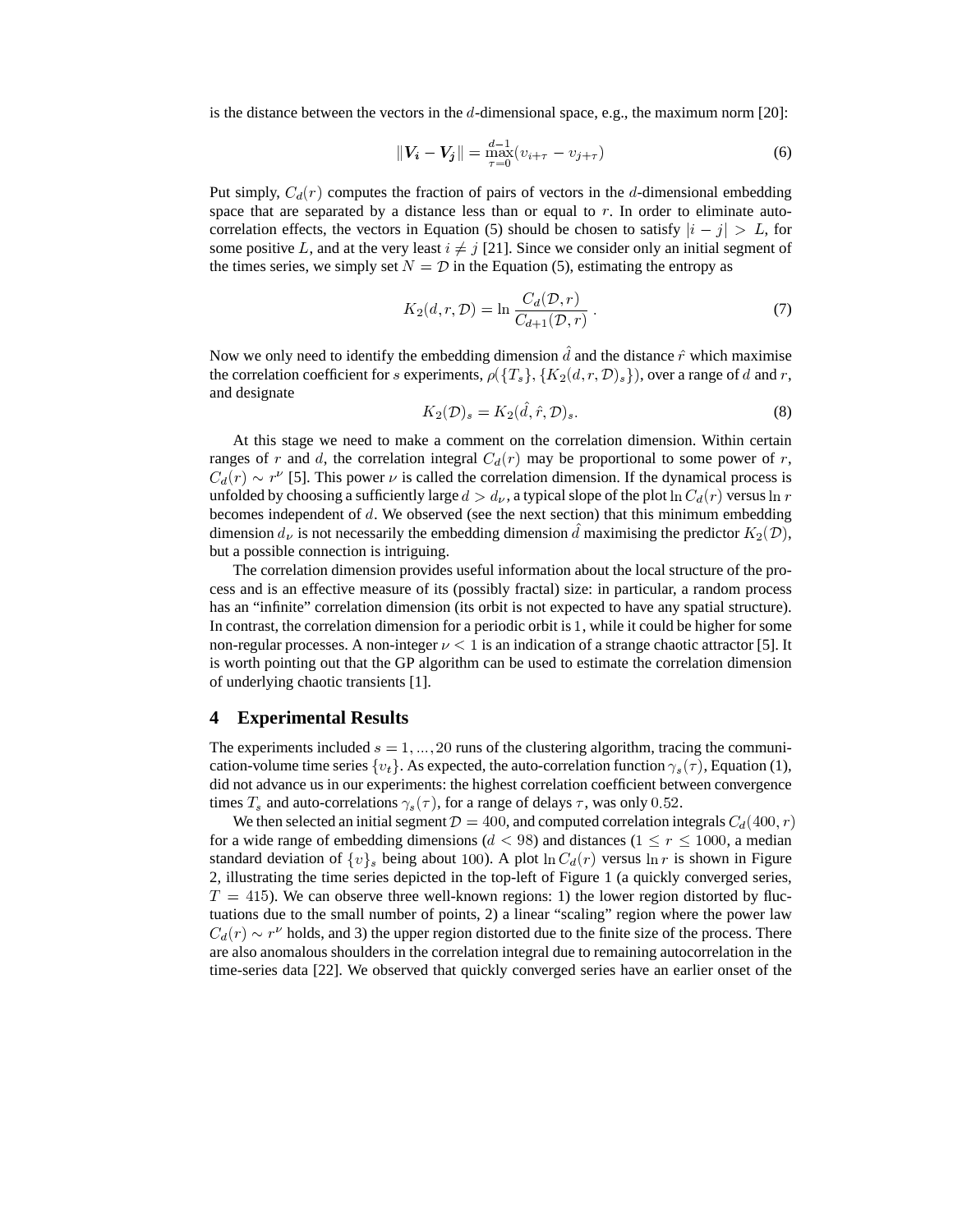is the distance between the vectors in the $d$-dimensional space, e.g., the maximum norm [20]:

$$\|\boldsymbol{V_i} - \boldsymbol{V_j}\| = \max_{\tau=0}^{d-1}(v_{i+\tau} - v_{j+\tau}) \tag{6}$$

Put simply, $C_d(r)$ computes the fraction of pairs of vectors in the $d$-dimensional embedding space that are separated by a distance less than or equal to $r$. In order to eliminate auto-correlation effects, the vectors in Equation (5) should be chosen to satisfy $|i - j| > L$, for some positive $L$, and at the very least $i \neq j$ [21]. Since we consider only an initial segment of the times series, we simply set $N = \mathcal{D}$ in the Equation (5), estimating the entropy as

$$K_2(d, r, \mathcal{D}) = \ln \frac{C_d(\mathcal{D}, r)}{C_{d+1}(\mathcal{D}, r)} \; . \tag{7}$$

Now we only need to identify the embedding dimension $\hat{d}$ and the distance $\hat{r}$ which maximise the correlation coefficient for $s$ experiments, $\rho(\{T_s\}, \{K_2(d, r, \mathcal{D})_s\})$, over a range of $d$ and $r$, and designate

$$K_2(\mathcal{D})_s = K_2(\hat{d}, \hat{r}, \mathcal{D})_s. \tag{8}$$

At this stage we need to make a comment on the correlation dimension. Within certain ranges of $r$ and $d$, the correlation integral $C_d(r)$ may be proportional to some power of $r$, $C_d(r) \sim r^\nu$ [5]. This power $\nu$ is called the correlation dimension. If the dynamical process is unfolded by choosing a sufficiently large $d > d_\nu$, a typical slope of the plot $\ln C_d(r)$ versus $\ln r$ becomes independent of $d$. We observed (see the next section) that this minimum embedding dimension $d_\nu$ is not necessarily the embedding dimension $\hat{d}$ maximising the predictor $K_2(\mathcal{D})$, but a possible connection is intriguing.

The correlation dimension provides useful information about the local structure of the process and is an effective measure of its (possibly fractal) size: in particular, a random process has an "infinite" correlation dimension (its orbit is not expected to have any spatial structure). In contrast, the correlation dimension for a periodic orbit is $1$, while it could be higher for some non-regular processes. A non-integer $\nu < 1$ is an indication of a strange chaotic attractor [5]. It is worth pointing out that the GP algorithm can be used to estimate the correlation dimension of underlying chaotic transients [1].

## 4 Experimental Results

The experiments included $s = 1, ..., 20$ runs of the clustering algorithm, tracing the communication-volume time series $\{v_t\}$. As expected, the auto-correlation function $\gamma_s(\tau)$, Equation (1), did not advance us in our experiments: the highest correlation coefficient between convergence times $T_s$ and auto-correlations $\gamma_s(\tau)$, for a range of delays $\tau$, was only $0.52$.

We then selected an initial segment $\mathcal{D} = 400$, and computed correlation integrals $C_d(400, r)$ for a wide range of embedding dimensions ($d < 98$) and distances ($1 \leq r \leq 1000$, a median standard deviation of $\{v\}_s$ being about $100$). A plot $\ln C_d(r)$ versus $\ln r$ is shown in Figure 2, illustrating the time series depicted in the top-left of Figure 1 (a quickly converged series, $T = 415$). We can observe three well-known regions: 1) the lower region distorted by fluctuations due to the small number of points, 2) a linear "scaling" region where the power law $C_d(r) \sim r^\nu$ holds, and 3) the upper region distorted due to the finite size of the process. There are also anomalous shoulders in the correlation integral due to remaining autocorrelation in the time-series data [22]. We observed that quickly converged series have an earlier onset of the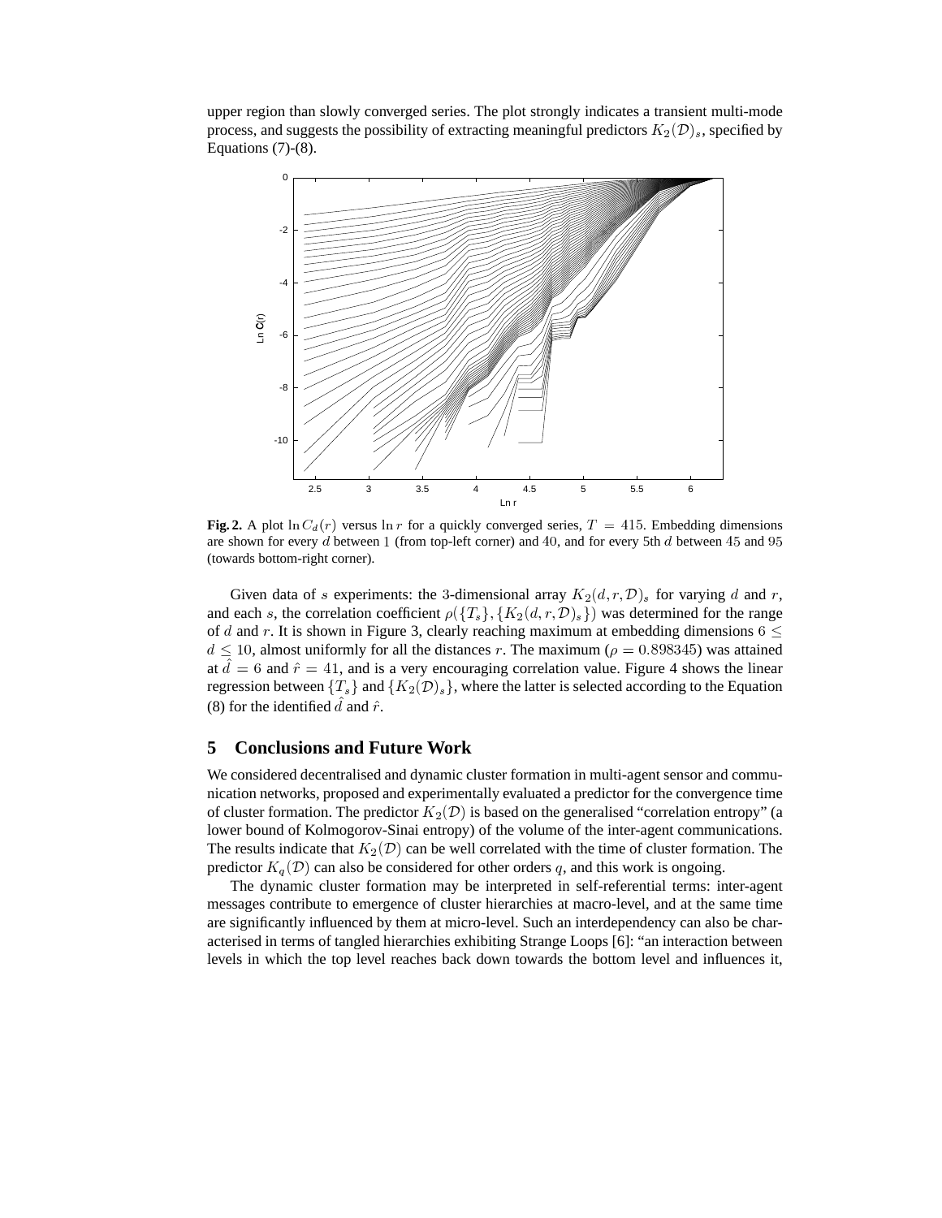upper region than slowly converged series. The plot strongly indicates a transient multi-mode process, and suggests the possibility of extracting meaningful predictors $K_2(\mathcal{D})_s$, specified by Equations (7)-(8).

**Fig. 2.** A plot $\ln C_d(r)$ versus $\ln r$ for a quickly converged series, $T = 415$. Embedding dimensions are shown for every $d$ between 1 (from top-left corner) and 40, and for every 5th $d$ between 45 and 95 (towards bottom-right corner).

Given data of $s$ experiments: the 3-dimensional array $K_2(d, r, \mathcal{D})_s$ for varying $d$ and $r$, and each $s$, the correlation coefficient $\rho(\{T_s\}, \{K_2(d, r, \mathcal{D})_s\})$ was determined for the range of $d$ and $r$. It is shown in Figure 3, clearly reaching maximum at embedding dimensions $6 \leq d \leq 10$, almost uniformly for all the distances $r$. The maximum ($\rho = 0.898345$) was attained at $\hat{d} = 6$ and $\hat{r} = 41$, and is a very encouraging correlation value. Figure 4 shows the linear regression between $\{T_s\}$ and $\{K_2(\mathcal{D})_s\}$, where the latter is selected according to the Equation (8) for the identified $\hat{d}$ and $\hat{r}$.

## 5 Conclusions and Future Work

We considered decentralised and dynamic cluster formation in multi-agent sensor and communication networks, proposed and experimentally evaluated a predictor for the convergence time of cluster formation. The predictor $K_2(\mathcal{D})$ is based on the generalised "correlation entropy" (a lower bound of Kolmogorov-Sinai entropy) of the volume of the inter-agent communications. The results indicate that $K_2(\mathcal{D})$ can be well correlated with the time of cluster formation. The predictor $K_q(\mathcal{D})$ can also be considered for other orders $q$, and this work is ongoing.

The dynamic cluster formation may be interpreted in self-referential terms: inter-agent messages contribute to emergence of cluster hierarchies at macro-level, and at the same time are significantly influenced by them at micro-level. Such an interdependency can also be characterised in terms of tangled hierarchies exhibiting Strange Loops [6]: "an interaction between levels in which the top level reaches back down towards the bottom level and influences it,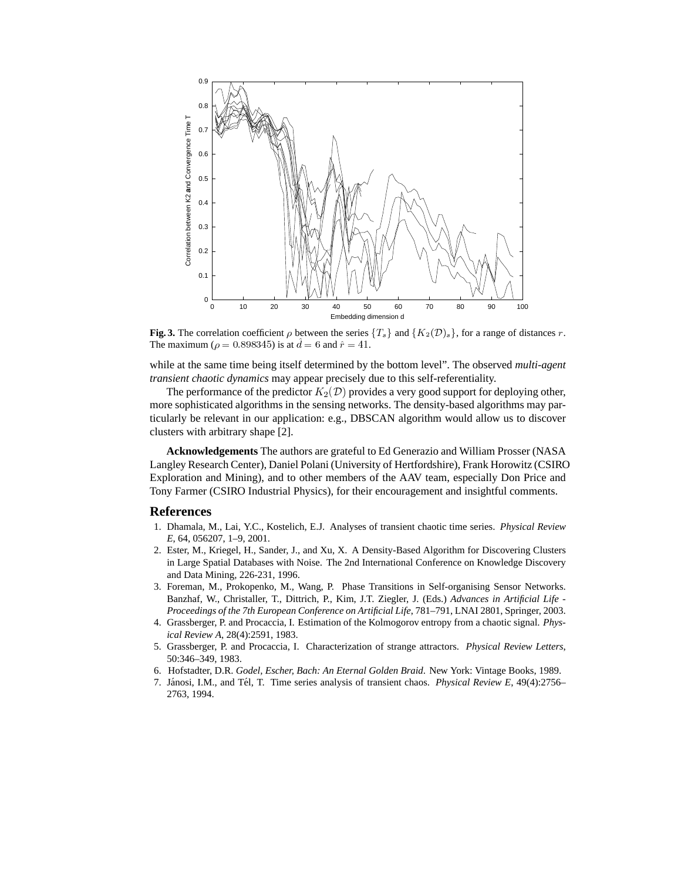**Fig. 3.** The correlation coefficient $\rho$ between the series $\{T_s\}$ and $\{K_2(\mathcal{D})_s\}$, for a range of distances $r$. The maximum ($\rho = 0.898345$) is at $\hat{d} = 6$ and $\hat{r} = 41$.

while at the same time being itself determined by the bottom level". The observed *multi-agent transient chaotic dynamics* may appear precisely due to this self-referentiality.

The performance of the predictor $K_2(\mathcal{D})$ provides a very good support for deploying other, more sophisticated algorithms in the sensing networks. The density-based algorithms may particularly be relevant in our application: e.g., DBSCAN algorithm would allow us to discover clusters with arbitrary shape [2].

**Acknowledgements** The authors are grateful to Ed Generazio and William Prosser (NASA Langley Research Center), Daniel Polani (University of Hertfordshire), Frank Horowitz (CSIRO Exploration and Mining), and to other members of the AAV team, especially Don Price and Tony Farmer (CSIRO Industrial Physics), for their encouragement and insightful comments.

## References

1. Dhamala, M., Lai, Y.C., Kostelich, E.J. Analyses of transient chaotic time series. *Physical Review E*, 64, 056207, 1–9, 2001.
2. Ester, M., Kriegel, H., Sander, J., and Xu, X. A Density-Based Algorithm for Discovering Clusters in Large Spatial Databases with Noise. The 2nd International Conference on Knowledge Discovery and Data Mining, 226-231, 1996.
3. Foreman, M., Prokopenko, M., Wang, P. Phase Transitions in Self-organising Sensor Networks. Banzhaf, W., Christaller, T., Dittrich, P., Kim, J.T. Ziegler, J. (Eds.) *Advances in Artificial Life - Proceedings of the 7th European Conference on Artificial Life*, 781–791, LNAI 2801, Springer, 2003.
4. Grassberger, P. and Procaccia, I. Estimation of the Kolmogorov entropy from a chaotic signal. *Physical Review A*, 28(4):2591, 1983.
5. Grassberger, P. and Procaccia, I. Characterization of strange attractors. *Physical Review Letters*, 50:346–349, 1983.
6. Hofstadter, D.R. *Godel, Escher, Bach: An Eternal Golden Braid*. New York: Vintage Books, 1989.
7. Jánosi, I.M., and Tél, T. Time series analysis of transient chaos. *Physical Review E*, 49(4):2756–2763, 1994.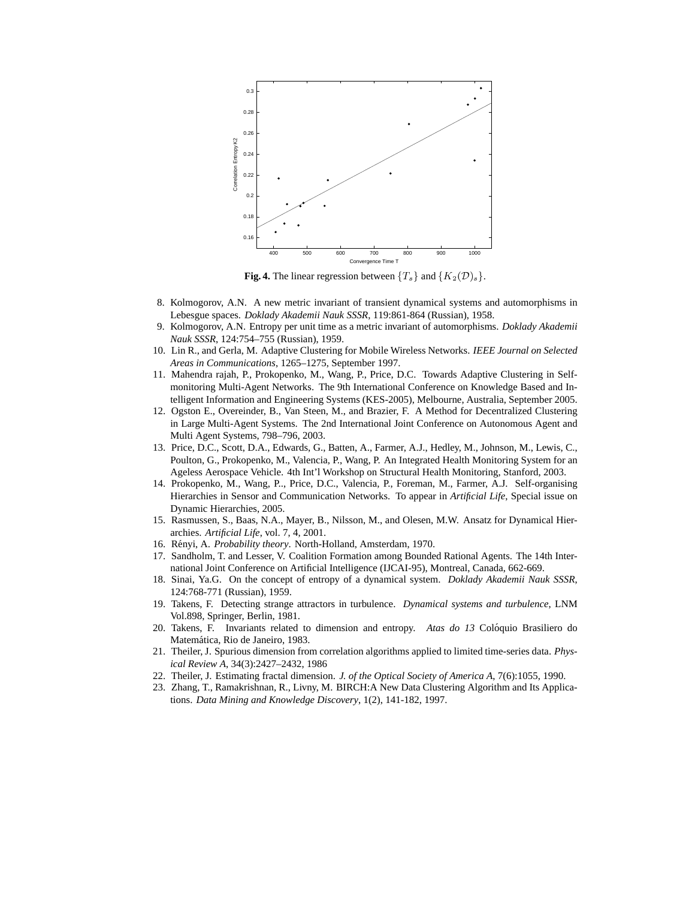0.3
0.28
0.26
0.24
0.22
0.2
0.18
0.16

Correlation Entropy K2

400 500 600 700 800 900 1000

Convergence Time T

**Fig. 4.** The linear regression between $\{T_s\}$ and $\{K_2(\mathcal{D})_s\}$.

8. Kolmogorov, A.N. A new metric invariant of transient dynamical systems and automorphisms in Lebesgue spaces. *Doklady Akademii Nauk SSSR*, 119:861-864 (Russian), 1958.
9. Kolmogorov, A.N. Entropy per unit time as a metric invariant of automorphisms. *Doklady Akademii Nauk SSSR*, 124:754–755 (Russian), 1959.
10. Lin R., and Gerla, M. Adaptive Clustering for Mobile Wireless Networks. *IEEE Journal on Selected Areas in Communications*, 1265–1275, September 1997.
11. Mahendra rajah, P., Prokopenko, M., Wang, P., Price, D.C. Towards Adaptive Clustering in Self-monitoring Multi-Agent Networks. The 9th International Conference on Knowledge Based and Intelligent Information and Engineering Systems (KES-2005), Melbourne, Australia, September 2005.
12. Ogston E., Overeinder, B., Van Steen, M., and Brazier, F. A Method for Decentralized Clustering in Large Multi-Agent Systems. The 2nd International Joint Conference on Autonomous Agent and Multi Agent Systems, 798–796, 2003.
13. Price, D.C., Scott, D.A., Edwards, G., Batten, A., Farmer, A.J., Hedley, M., Johnson, M., Lewis, C., Poulton, G., Prokopenko, M., Valencia, P., Wang, P. An Integrated Health Monitoring System for an Ageless Aerospace Vehicle. 4th Int'l Workshop on Structural Health Monitoring, Stanford, 2003.
14. Prokopenko, M., Wang, P.., Price, D.C., Valencia, P., Foreman, M., Farmer, A.J. Self-organising Hierarchies in Sensor and Communication Networks. To appear in *Artificial Life*, Special issue on Dynamic Hierarchies, 2005.
15. Rasmussen, S., Baas, N.A., Mayer, B., Nilsson, M., and Olesen, M.W. Ansatz for Dynamical Hierarchies. *Artificial Life*, vol. 7, 4, 2001.
16. Rényi, A. *Probability theory*. North-Holland, Amsterdam, 1970.
17. Sandholm, T. and Lesser, V. Coalition Formation among Bounded Rational Agents. The 14th International Joint Conference on Artificial Intelligence (IJCAI-95), Montreal, Canada, 662-669.
18. Sinai, Ya.G. On the concept of entropy of a dynamical system. *Doklady Akademii Nauk SSSR*, 124:768-771 (Russian), 1959.
19. Takens, F. Detecting strange attractors in turbulence. *Dynamical systems and turbulence*, LNM Vol.898, Springer, Berlin, 1981.
20. Takens, F. Invariants related to dimension and entropy. *Atas do 13* Colóquio Brasiliero do Matemática, Rio de Janeiro, 1983.
21. Theiler, J. Spurious dimension from correlation algorithms applied to limited time-series data. *Physical Review A*, 34(3):2427–2432, 1986
22. Theiler, J. Estimating fractal dimension. *J. of the Optical Society of America A*, 7(6):1055, 1990.
23. Zhang, T., Ramakrishnan, R., Livny, M. BIRCH:A New Data Clustering Algorithm and Its Applications. *Data Mining and Knowledge Discovery*, 1(2), 141-182, 1997.